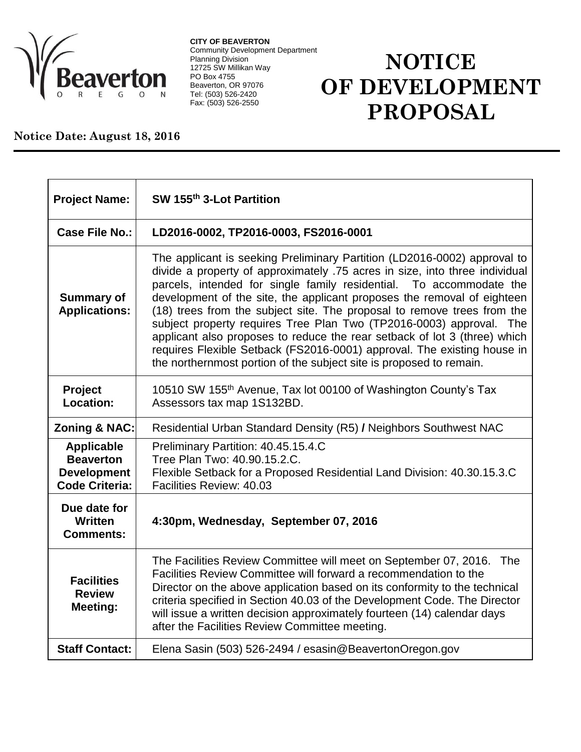**CITY OF BEAVERTON**
Community Development Department
Planning Division
12725 SW Millikan Way
PO Box 4755
Beaverton, OR 97076
Tel: (503) 526-2420
Fax: (503) 526-2550

# NOTICE OF DEVELOPMENT PROPOSAL

**Notice Date: August 18, 2016**

| | |
|---|---|
| **Project Name:** | **SW 155th 3-Lot Partition** |
| **Case File No.:** | **LD2016-0002, TP2016-0003, FS2016-0001** |
| **Summary of Applications:** | The applicant is seeking Preliminary Partition (LD2016-0002) approval to divide a property of approximately .75 acres in size, into three individual parcels, intended for single family residential. To accommodate the development of the site, the applicant proposes the removal of eighteen (18) trees from the subject site. The proposal to remove trees from the subject property requires Tree Plan Two (TP2016-0003) approval. The applicant also proposes to reduce the rear setback of lot 3 (three) which requires Flexible Setback (FS2016-0001) approval. The existing house in the northernmost portion of the subject site is proposed to remain. |
| **Project Location:** | 10510 SW 155th Avenue, Tax lot 00100 of Washington County's Tax Assessors tax map 1S132BD. |
| **Zoning & NAC:** | Residential Urban Standard Density (R5) / Neighbors Southwest NAC |
| **Applicable Beaverton Development Code Criteria:** | Preliminary Partition: 40.45.15.4.C<br>Tree Plan Two: 40.90.15.2.C.<br>Flexible Setback for a Proposed Residential Land Division: 40.30.15.3.C<br>Facilities Review: 40.03 |
| **Due date for Written Comments:** | **4:30pm, Wednesday, September 07, 2016** |
| **Facilities Review Meeting:** | The Facilities Review Committee will meet on September 07, 2016. The Facilities Review Committee will forward a recommendation to the Director on the above application based on its conformity to the technical criteria specified in Section 40.03 of the Development Code. The Director will issue a written decision approximately fourteen (14) calendar days after the Facilities Review Committee meeting. |
| **Staff Contact:** | Elena Sasin (503) 526-2494 / esasin@BeavertonOregon.gov |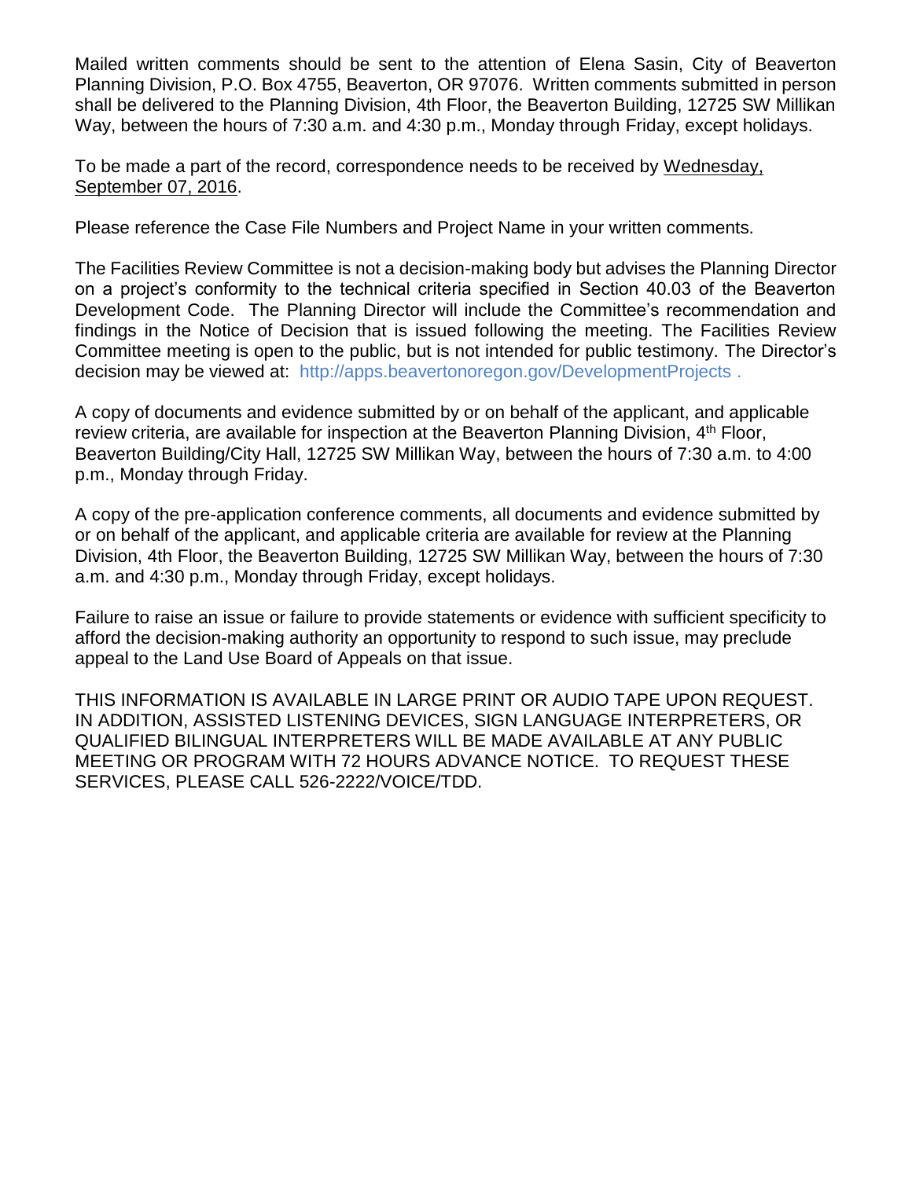Mailed written comments should be sent to the attention of Elena Sasin, City of Beaverton Planning Division, P.O. Box 4755, Beaverton, OR 97076. Written comments submitted in person shall be delivered to the Planning Division, 4th Floor, the Beaverton Building, 12725 SW Millikan Way, between the hours of 7:30 a.m. and 4:30 p.m., Monday through Friday, except holidays.

To be made a part of the record, correspondence needs to be received by Wednesday, September 07, 2016.

Please reference the Case File Numbers and Project Name in your written comments.

The Facilities Review Committee is not a decision-making body but advises the Planning Director on a project's conformity to the technical criteria specified in Section 40.03 of the Beaverton Development Code. The Planning Director will include the Committee's recommendation and findings in the Notice of Decision that is issued following the meeting. The Facilities Review Committee meeting is open to the public, but is not intended for public testimony. The Director's decision may be viewed at: http://apps.beavertonoregon.gov/DevelopmentProjects .

A copy of documents and evidence submitted by or on behalf of the applicant, and applicable review criteria, are available for inspection at the Beaverton Planning Division, 4th Floor, Beaverton Building/City Hall, 12725 SW Millikan Way, between the hours of 7:30 a.m. to 4:00 p.m., Monday through Friday.

A copy of the pre-application conference comments, all documents and evidence submitted by or on behalf of the applicant, and applicable criteria are available for review at the Planning Division, 4th Floor, the Beaverton Building, 12725 SW Millikan Way, between the hours of 7:30 a.m. and 4:30 p.m., Monday through Friday, except holidays.

Failure to raise an issue or failure to provide statements or evidence with sufficient specificity to afford the decision-making authority an opportunity to respond to such issue, may preclude appeal to the Land Use Board of Appeals on that issue.

THIS INFORMATION IS AVAILABLE IN LARGE PRINT OR AUDIO TAPE UPON REQUEST. IN ADDITION, ASSISTED LISTENING DEVICES, SIGN LANGUAGE INTERPRETERS, OR QUALIFIED BILINGUAL INTERPRETERS WILL BE MADE AVAILABLE AT ANY PUBLIC MEETING OR PROGRAM WITH 72 HOURS ADVANCE NOTICE. TO REQUEST THESE SERVICES, PLEASE CALL 526-2222/VOICE/TDD.